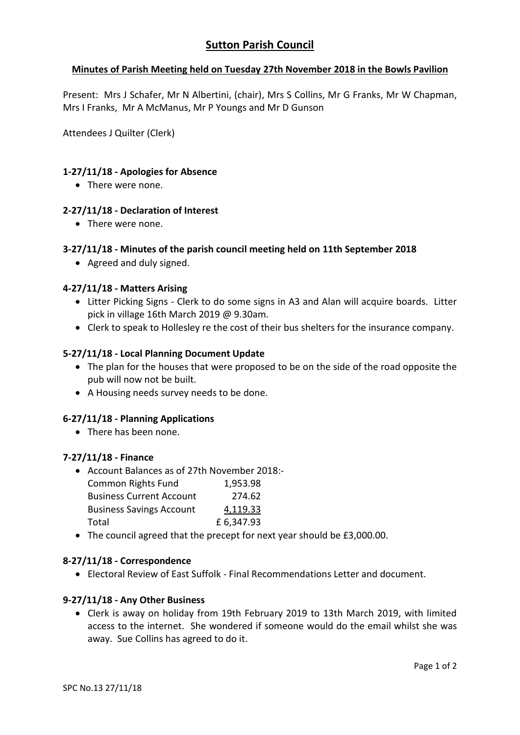# Sutton Parish Council

## Minutes of Parish Meeting held on Tuesday 27th November 2018 in the Bowls Pavilion

Present: Mrs J Schafer, Mr N Albertini, (chair), Mrs S Collins, Mr G Franks, Mr W Chapman, Mrs I Franks, Mr A McManus, Mr P Youngs and Mr D Gunson

Attendees J Quilter (Clerk)

### 1-27/11/18 - Apologies for Absence

- There were none.

### 2-27/11/18 - Declaration of Interest

- There were none.

### 3-27/11/18 - Minutes of the parish council meeting held on 11th September 2018

- Agreed and duly signed.

### 4-27/11/18 - Matters Arising

- Litter Picking Signs - Clerk to do some signs in A3 and Alan will acquire boards. Litter pick in village 16th March 2019 @ 9.30am.
- Clerk to speak to Hollesley re the cost of their bus shelters for the insurance company.

### 5-27/11/18 - Local Planning Document Update

- The plan for the houses that were proposed to be on the side of the road opposite the pub will now not be built.
- A Housing needs survey needs to be done.

### 6-27/11/18 - Planning Applications

- There has been none.

### 7-27/11/18 - Finance

- Account Balances as of 27th November 2018:-

| | |
|---|---|
| Common Rights Fund | 1,953.98 |
| Business Current Account | 274.62 |
| Business Savings Account | 4,119.33 |
| Total | £ 6,347.93 |

- The council agreed that the precept for next year should be £3,000.00.

### 8-27/11/18 - Correspondence

- Electoral Review of East Suffolk - Final Recommendations Letter and document.

### 9-27/11/18 - Any Other Business

- Clerk is away on holiday from 19th February 2019 to 13th March 2019, with limited access to the internet. She wondered if someone would do the email whilst she was away. Sue Collins has agreed to do it.

SPC No.13 27/11/18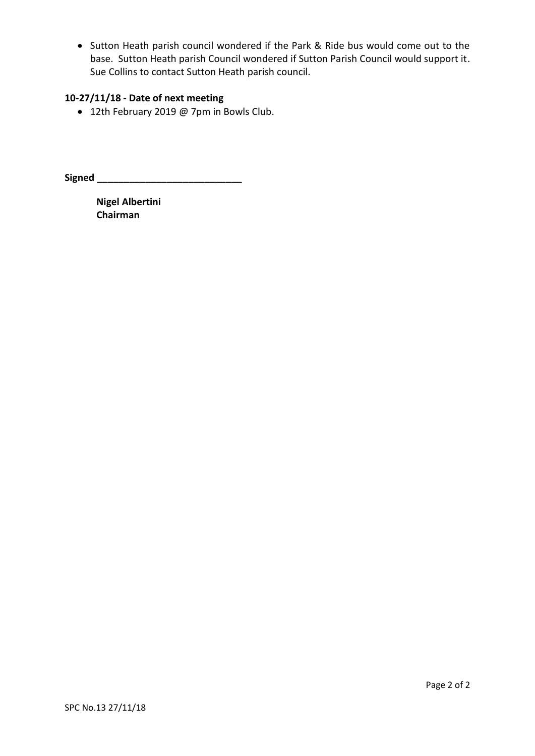- Sutton Heath parish council wondered if the Park & Ride bus would come out to the base. Sutton Heath parish Council wondered if Sutton Parish Council would support it. Sue Collins to contact Sutton Heath parish council.

**10-27/11/18 - Date of next meeting**

- 12th February 2019 @ 7pm in Bowls Club.

**Signed ___________________________**

**Nigel Albertini**
**Chairman**